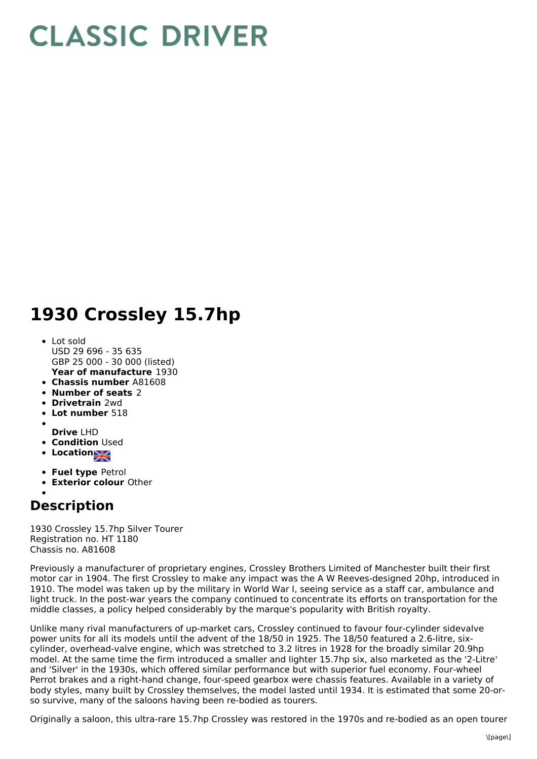# CLASSIC DRIVER

# 1930 Crossley 15.7hp

- Lot sold
  USD 29 696 - 35 635
  GBP 25 000 - 30 000 (listed)
  **Year of manufacture** 1930
- **Chassis number** A81608
- **Number of seats** 2
- **Drivetrain** 2wd
- **Lot number** 518
- **Drive** LHD
- **Condition** Used
- **Location**
- **Fuel type** Petrol
- **Exterior colour** Other

## Description

1930 Crossley 15.7hp Silver Tourer
Registration no. HT 1180
Chassis no. A81608

Previously a manufacturer of proprietary engines, Crossley Brothers Limited of Manchester built their first motor car in 1904. The first Crossley to make any impact was the A W Reeves-designed 20hp, introduced in 1910. The model was taken up by the military in World War I, seeing service as a staff car, ambulance and light truck. In the post-war years the company continued to concentrate its efforts on transportation for the middle classes, a policy helped considerably by the marque's popularity with British royalty.

Unlike many rival manufacturers of up-market cars, Crossley continued to favour four-cylinder sidevalve power units for all its models until the advent of the 18/50 in 1925. The 18/50 featured a 2.6-litre, six-cylinder, overhead-valve engine, which was stretched to 3.2 litres in 1928 for the broadly similar 20.9hp model. At the same time the firm introduced a smaller and lighter 15.7hp six, also marketed as the '2-Litre' and 'Silver' in the 1930s, which offered similar performance but with superior fuel economy. Four-wheel Perrot brakes and a right-hand change, four-speed gearbox were chassis features. Available in a variety of body styles, many built by Crossley themselves, the model lasted until 1934. It is estimated that some 20-or-so survive, many of the saloons having been re-bodied as tourers.

Originally a saloon, this ultra-rare 15.7hp Crossley was restored in the 1970s and re-bodied as an open tourer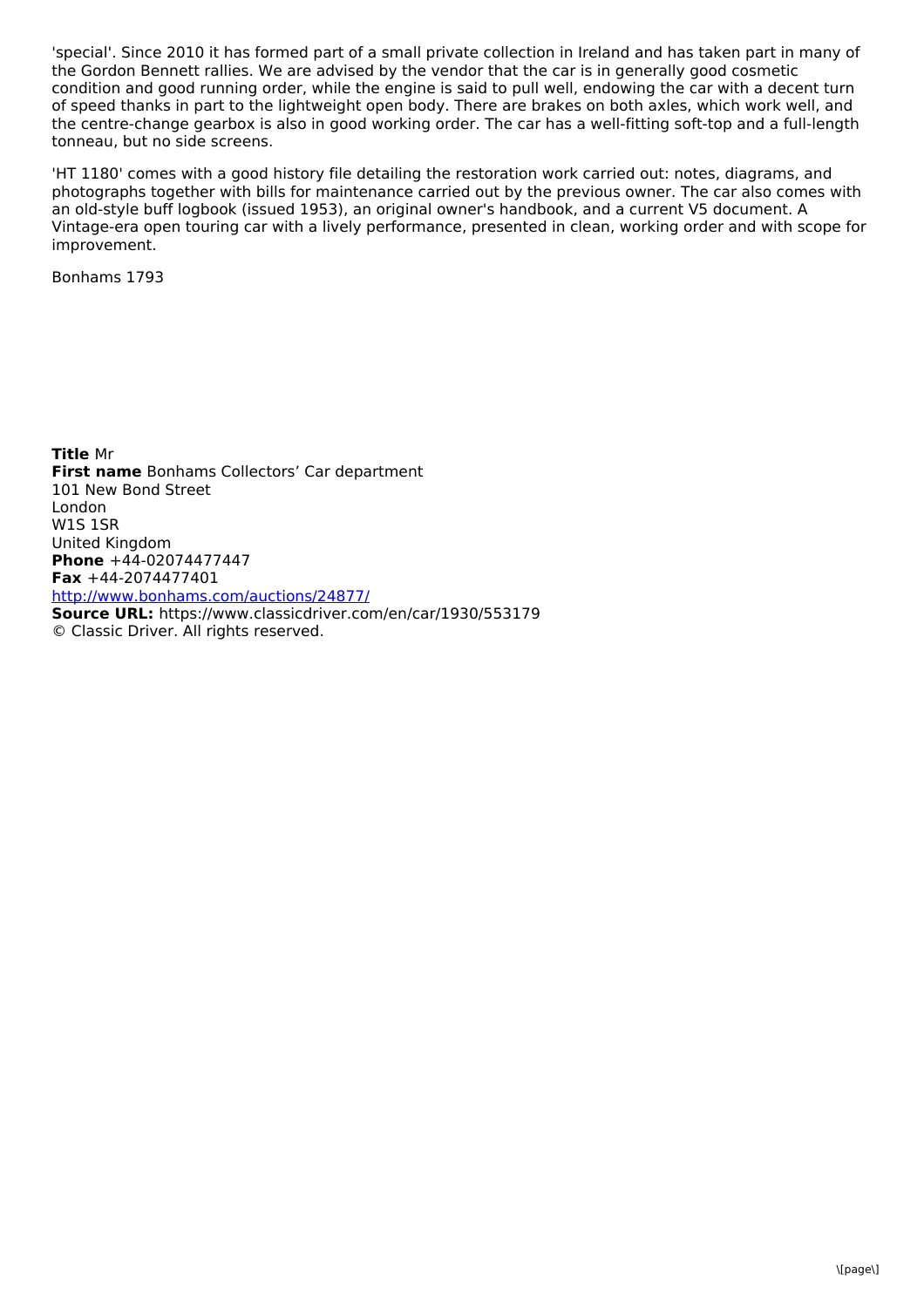'special'. Since 2010 it has formed part of a small private collection in Ireland and has taken part in many of the Gordon Bennett rallies. We are advised by the vendor that the car is in generally good cosmetic condition and good running order, while the engine is said to pull well, endowing the car with a decent turn of speed thanks in part to the lightweight open body. There are brakes on both axles, which work well, and the centre-change gearbox is also in good working order. The car has a well-fitting soft-top and a full-length tonneau, but no side screens.

'HT 1180' comes with a good history file detailing the restoration work carried out: notes, diagrams, and photographs together with bills for maintenance carried out by the previous owner. The car also comes with an old-style buff logbook (issued 1953), an original owner's handbook, and a current V5 document. A Vintage-era open touring car with a lively performance, presented in clean, working order and with scope for improvement.

Bonhams 1793

**Title** Mr
**First name** Bonhams Collectors' Car department
101 New Bond Street
London
W1S 1SR
United Kingdom
**Phone** +44-02074477447
**Fax** +44-2074477401
[http://www.bonhams.com/auctions/24877/](http://www.bonhams.com/auctions/24877/)
**Source URL:** https://www.classicdriver.com/en/car/1930/553179
© Classic Driver. All rights reserved.